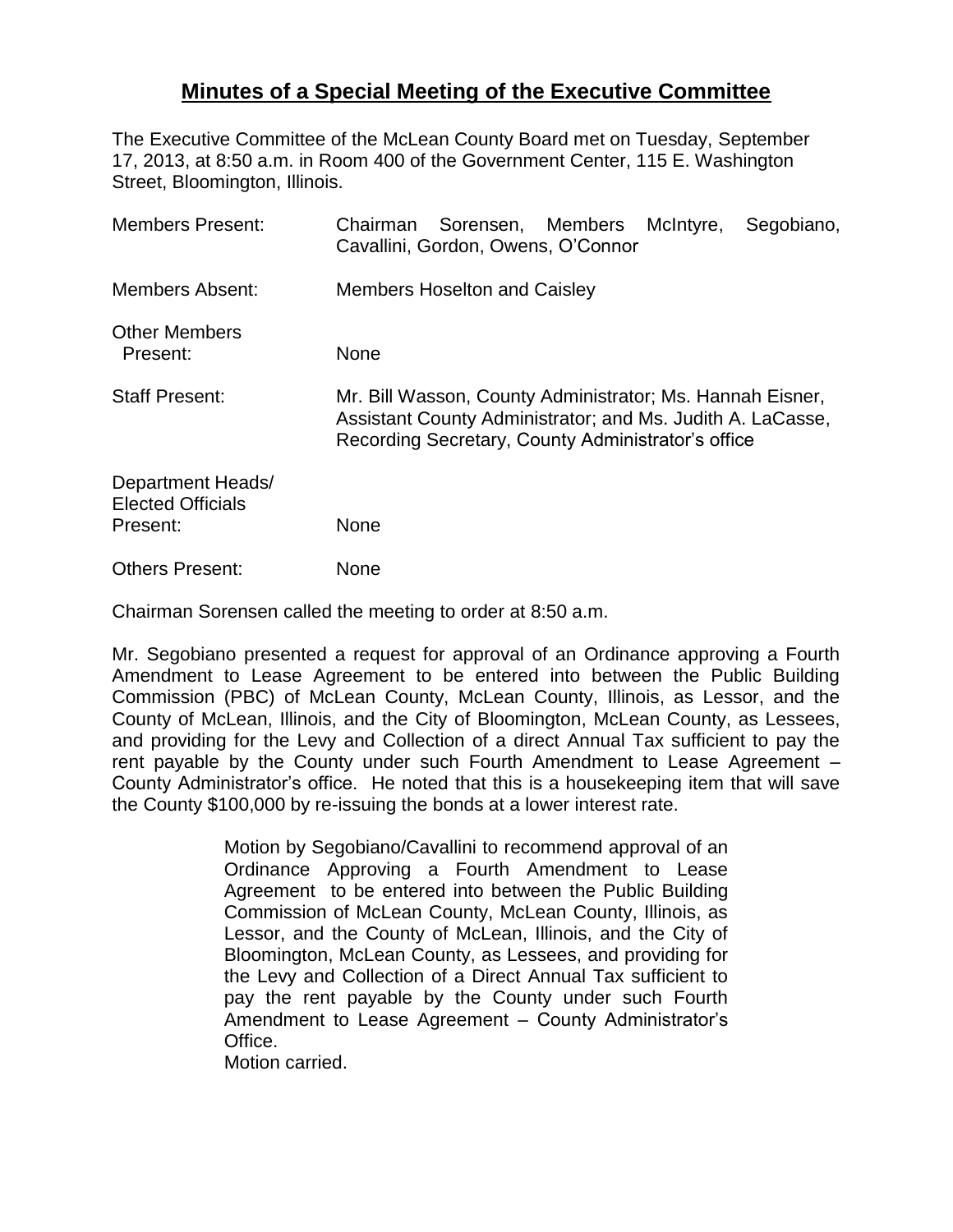# **Minutes of a Special Meeting of the Executive Committee**

The Executive Committee of the McLean County Board met on Tuesday, September 17, 2013, at 8:50 a.m. in Room 400 of the Government Center, 115 E. Washington Street, Bloomington, Illinois.

| | |
|---|---|
| Members Present: | Chairman Sorensen, Members McIntyre, Segobiano, Cavallini, Gordon, Owens, O'Connor |
| Members Absent: | Members Hoselton and Caisley |
| Other Members Present: | None |
| Staff Present: | Mr. Bill Wasson, County Administrator; Ms. Hannah Eisner, Assistant County Administrator; and Ms. Judith A. LaCasse, Recording Secretary, County Administrator's office |
| Department Heads/ Elected Officials Present: | None |
| Others Present: | None |

Chairman Sorensen called the meeting to order at 8:50 a.m.

Mr. Segobiano presented a request for approval of an Ordinance approving a Fourth Amendment to Lease Agreement to be entered into between the Public Building Commission (PBC) of McLean County, McLean County, Illinois, as Lessor, and the County of McLean, Illinois, and the City of Bloomington, McLean County, as Lessees, and providing for the Levy and Collection of a direct Annual Tax sufficient to pay the rent payable by the County under such Fourth Amendment to Lease Agreement – County Administrator's office. He noted that this is a housekeeping item that will save the County $100,000 by re-issuing the bonds at a lower interest rate.

> Motion by Segobiano/Cavallini to recommend approval of an Ordinance Approving a Fourth Amendment to Lease Agreement to be entered into between the Public Building Commission of McLean County, McLean County, Illinois, as Lessor, and the County of McLean, Illinois, and the City of Bloomington, McLean County, as Lessees, and providing for the Levy and Collection of a Direct Annual Tax sufficient to pay the rent payable by the County under such Fourth Amendment to Lease Agreement – County Administrator's Office.
> Motion carried.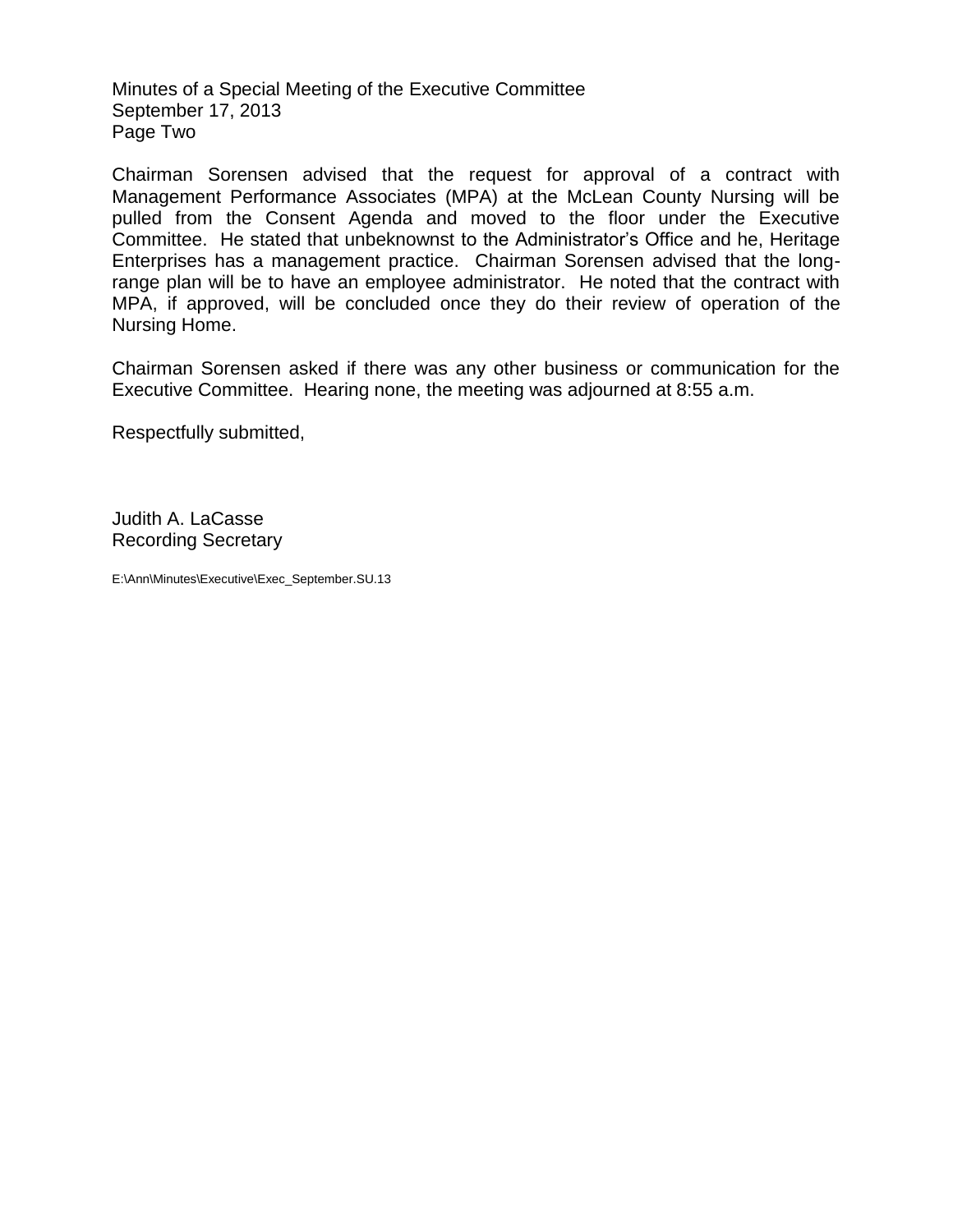Chairman Sorensen advised that the request for approval of a contract with Management Performance Associates (MPA) at the McLean County Nursing will be pulled from the Consent Agenda and moved to the floor under the Executive Committee. He stated that unbeknownst to the Administrator's Office and he, Heritage Enterprises has a management practice. Chairman Sorensen advised that the long-range plan will be to have an employee administrator. He noted that the contract with MPA, if approved, will be concluded once they do their review of operation of the Nursing Home.

Chairman Sorensen asked if there was any other business or communication for the Executive Committee. Hearing none, the meeting was adjourned at 8:55 a.m.

Respectfully submitted,

Judith A. LaCasse
Recording Secretary

E:\Ann\Minutes\Executive\Exec_September.SU.13